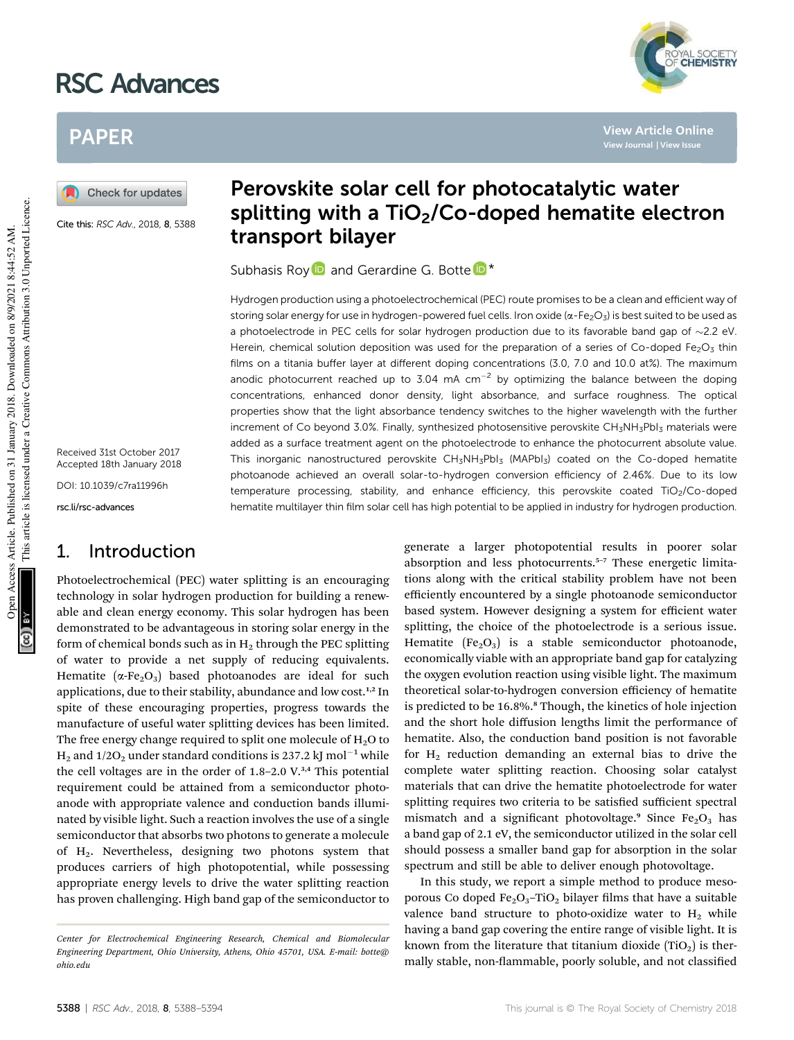# RSC Advances

## PAPER

Cite this: *RSC Adv.*, 2018, **8**, 5388

# Perovskite solar cell for photocatalytic water splitting with a $TiO_2$/Co-doped hematite electron transport bilayer

Subhasis Roy and Gerardine G. Botte*

Received 31st October 2017
Accepted 18th January 2018

DOI: 10.1039/c7ra11996h

rsc.li/rsc-advances

Hydrogen production using a photoelectrochemical (PEC) route promises to be a clean and efficient way of storing solar energy for use in hydrogen-powered fuel cells. Iron oxide ($\alpha$-$Fe_2O_3$) is best suited to be used as a photoelectrode in PEC cells for solar hydrogen production due to its favorable band gap of ~2.2 eV. Herein, chemical solution deposition was used for the preparation of a series of Co-doped $Fe_2O_3$ thin films on a titania buffer layer at different doping concentrations (3.0, 7.0 and 10.0 at%). The maximum anodic photocurrent reached up to 3.04 mA $cm^{-2}$ by optimizing the balance between the doping concentrations, enhanced donor density, light absorbance, and surface roughness. The optical properties show that the light absorbance tendency switches to the higher wavelength with the further increment of Co beyond 3.0%. Finally, synthesized photosensitive perovskite $CH_3NH_3PbI_3$ materials were added as a surface treatment agent on the photoelectrode to enhance the photocurrent absolute value. This inorganic nanostructured perovskite $CH_3NH_3PbI_3$ (MAPbI$_3$) coated on the Co-doped hematite photoanode achieved an overall solar-to-hydrogen conversion efficiency of 2.46%. Due to its low temperature processing, stability, and enhance efficiency, this perovskite coated $TiO_2$/Co-doped hematite multilayer thin film solar cell has high potential to be applied in industry for hydrogen production.

## 1. Introduction

Photoelectrochemical (PEC) water splitting is an encouraging technology in solar hydrogen production for building a renewable and clean energy economy. This solar hydrogen has been demonstrated to be advantageous in storing solar energy in the form of chemical bonds such as in $H_2$ through the PEC splitting of water to provide a net supply of reducing equivalents. Hematite ($\alpha$-$Fe_2O_3$) based photoanodes are ideal for such applications, due to their stability, abundance and low cost.[1,2] In spite of these encouraging properties, progress towards the manufacture of useful water splitting devices has been limited. The free energy change required to split one molecule of $H_2O$ to $H_2$ and $1/2O_2$ under standard conditions is 237.2 kJ $mol^{-1}$ while the cell voltages are in the order of 1.8–2.0 V.[3,4] This potential requirement could be attained from a semiconductor photoanode with appropriate valence and conduction bands illuminated by visible light. Such a reaction involves the use of a single semiconductor that absorbs two photons to generate a molecule of $H_2$. Nevertheless, designing two photons system that produces carriers of high photopotential, while possessing appropriate energy levels to drive the water splitting reaction has proven challenging. High band gap of the semiconductor to generate a larger photopotential results in poorer solar absorption and less photocurrents.[5–7] These energetic limitations along with the critical stability problem have not been efficiently encountered by a single photoanode semiconductor based system. However designing a system for efficient water splitting, the choice of the photoelectrode is a serious issue. Hematite ($Fe_2O_3$) is a stable semiconductor photoanode, economically viable with an appropriate band gap for catalyzing the oxygen evolution reaction using visible light. The maximum theoretical solar-to-hydrogen conversion efficiency of hematite is predicted to be 16.8%.[8] Though, the kinetics of hole injection and the short hole diffusion lengths limit the performance of hematite. Also, the conduction band position is not favorable for $H_2$ reduction demanding an external bias to drive the complete water splitting reaction. Choosing solar catalyst materials that can drive the hematite photoelectrode for water splitting requires two criteria to be satisfied sufficient spectral mismatch and a significant photovoltage.[9] Since $Fe_2O_3$ has a band gap of 2.1 eV, the semiconductor utilized in the solar cell should possess a smaller band gap for absorption in the solar spectrum and still be able to deliver enough photovoltage.

In this study, we report a simple method to produce mesoporous Co doped $Fe_2O_3$–$TiO_2$ bilayer films that have a suitable valence band structure to photo-oxidize water to $H_2$ while having a band gap covering the entire range of visible light. It is known from the literature that titanium dioxide ($TiO_2$) is thermally stable, non-flammable, poorly soluble, and not classified

*Center for Electrochemical Engineering Research, Chemical and Biomolecular Engineering Department, Ohio University, Athens, Ohio 45701, USA. E-mail: botte@ohio.edu*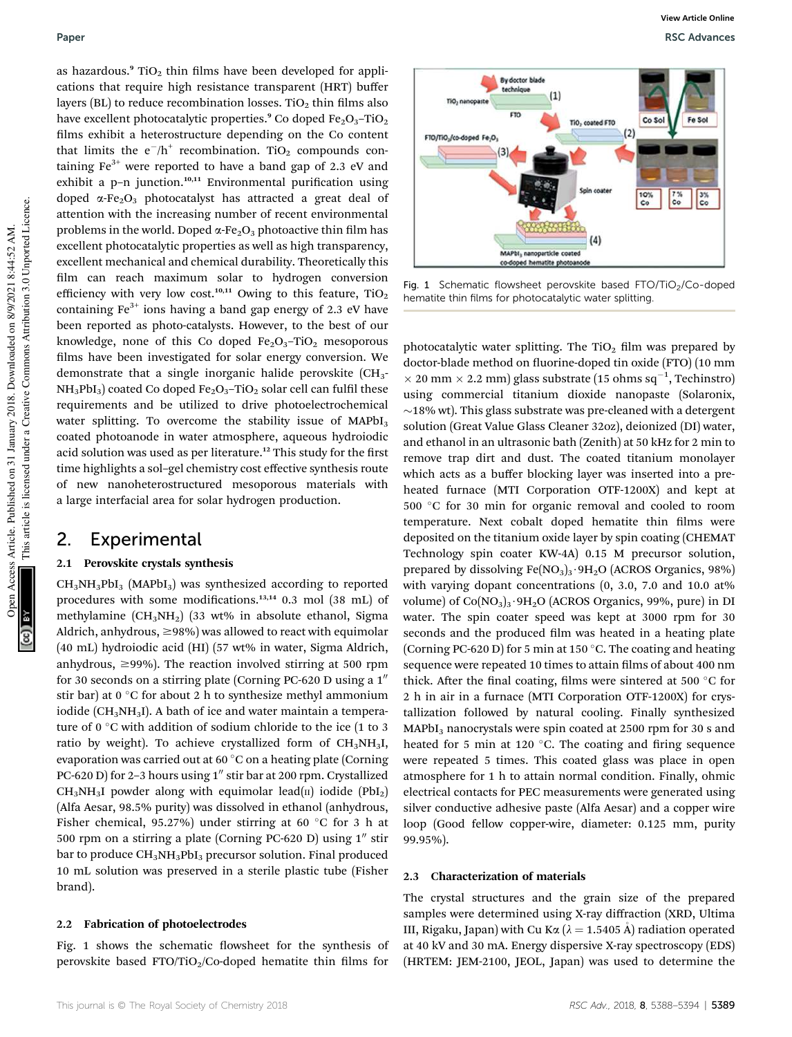as hazardous.[9] $TiO_2$ thin films have been developed for applications that require high resistance transparent (HRT) buffer layers (BL) to reduce recombination losses. $TiO_2$ thin films also have excellent photocatalytic properties.[9] Co doped $Fe_2O_3$–$TiO_2$ films exhibit a heterostructure depending on the Co content that limits the $e^-/h^+$ recombination. $TiO_2$ compounds containing $Fe^{3+}$ were reported to have a band gap of 2.3 eV and exhibit a p–n junction.[10,11] Environmental purification using doped $\alpha$-$Fe_2O_3$ photocatalyst has attracted a great deal of attention with the increasing number of recent environmental problems in the world. Doped $\alpha$-$Fe_2O_3$ photoactive thin film has excellent photocatalytic properties as well as high transparency, excellent mechanical and chemical durability. Theoretically this film can reach maximum solar to hydrogen conversion efficiency with very low cost.[10,11] Owing to this feature, $TiO_2$ containing $Fe^{3+}$ ions having a band gap energy of 2.3 eV have been reported as photo-catalysts. However, to the best of our knowledge, none of this Co doped $Fe_2O_3$–$TiO_2$ mesoporous films have been investigated for solar energy conversion. We demonstrate that a single inorganic halide perovskite ($CH_3NH_3PbI_3$) coated Co doped $Fe_2O_3$–$TiO_2$ solar cell can fulfil these requirements and be utilized to drive photoelectrochemical water splitting. To overcome the stability issue of $MAPbI_3$ coated photoanode in water atmosphere, aqueous hydroiodic acid solution was used as per literature.[12] This study for the first time highlights a sol–gel chemistry cost effective synthesis route of new nanoheterostructured mesoporous materials with a large interfacial area for solar hydrogen production.

## 2. Experimental

### 2.1 Perovskite crystals synthesis

$CH_3NH_3PbI_3$ ($MAPbI_3$) was synthesized according to reported procedures with some modifications.[13,14] 0.3 mol (38 mL) of methylamine ($CH_3NH_2$) (33 wt% in absolute ethanol, Sigma Aldrich, anhydrous, ≥98%) was allowed to react with equimolar (40 mL) hydroiodic acid (HI) (57 wt% in water, Sigma Aldrich, anhydrous, ≥99%). The reaction involved stirring at 500 rpm for 30 seconds on a stirring plate (Corning PC-620 D using a 1″ stir bar) at 0 °C for about 2 h to synthesize methyl ammonium iodide ($CH_3NH_3I$). A bath of ice and water maintain a temperature of 0 °C with addition of sodium chloride to the ice (1 to 3 ratio by weight). To achieve crystallized form of $CH_3NH_3I$, evaporation was carried out at 60 °C on a heating plate (Corning PC-620 D) for 2–3 hours using 1″ stir bar at 200 rpm. Crystallized $CH_3NH_3I$ powder along with equimolar lead(II) iodide ($PbI_2$) (Alfa Aesar, 98.5% purity) was dissolved in ethanol (anhydrous, Fisher chemical, 95.27%) under stirring at 60 °C for 3 h at 500 rpm on a stirring a plate (Corning PC-620 D) using 1″ stir bar to produce $CH_3NH_3PbI_3$ precursor solution. Final produced 10 mL solution was preserved in a sterile plastic tube (Fisher brand).

### 2.2 Fabrication of photoelectrodes

Fig. 1 shows the schematic flowsheet for the synthesis of perovskite based FTO/$TiO_2$/Co-doped hematite thin films for photocatalytic water splitting. The $TiO_2$ film was prepared by doctor-blade method on fluorine-doped tin oxide (FTO) (10 mm × 20 mm × 2.2 mm) glass substrate (15 ohms $sq^{-1}$, Techinstro) using commercial titanium dioxide nanopaste (Solaronix, ~18% wt). This glass substrate was pre-cleaned with a detergent solution (Great Value Glass Cleaner 32oz), deionized (DI) water, and ethanol in an ultrasonic bath (Zenith) at 50 kHz for 2 min to remove trap dirt and dust. The coated titanium monolayer which acts as a buffer blocking layer was inserted into a pre-heated furnace (MTI Corporation OTF-1200X) and kept at 500 °C for 30 min for organic removal and cooled to room temperature. Next cobalt doped hematite thin films were deposited on the titanium oxide layer by spin coating (CHEMAT Technology spin coater KW-4A) 0.15 M precursor solution, prepared by dissolving $Fe(NO_3)_3\cdot 9H_2O$ (ACROS Organics, 98%) with varying dopant concentrations (0, 3.0, 7.0 and 10.0 at% volume) of $Co(NO_3)_3\cdot 9H_2O$ (ACROS Organics, 99%, pure) in DI water. The spin coater speed was kept at 3000 rpm for 30 seconds and the produced film was heated in a heating plate (Corning PC-620 D) for 5 min at 150 °C. The coating and heating sequence were repeated 10 times to attain films of about 400 nm thick. After the final coating, films were sintered at 500 °C for 2 h in air in a furnace (MTI Corporation OTF-1200X) for crystallization followed by natural cooling. Finally synthesized $MAPbI_3$ nanocrystals were spin coated at 2500 rpm for 30 s and heated for 5 min at 120 °C. The coating and firing sequence were repeated 5 times. This coated glass was place in open atmosphere for 1 h to attain normal condition. Finally, ohmic electrical contacts for PEC measurements were generated using silver conductive adhesive paste (Alfa Aesar) and a copper wire loop (Good fellow copper-wire, diameter: 0.125 mm, purity 99.95%).

Fig. 1 Schematic flowsheet perovskite based FTO/$TiO_2$/Co-doped hematite thin films for photocatalytic water splitting.

### 2.3 Characterization of materials

The crystal structures and the grain size of the prepared samples were determined using X-ray diffraction (XRD, Ultima III, Rigaku, Japan) with Cu Kα (λ = 1.5405 Å) radiation operated at 40 kV and 30 mA. Energy dispersive X-ray spectroscopy (EDS) (HRTEM: JEM-2100, JEOL, Japan) was used to determine the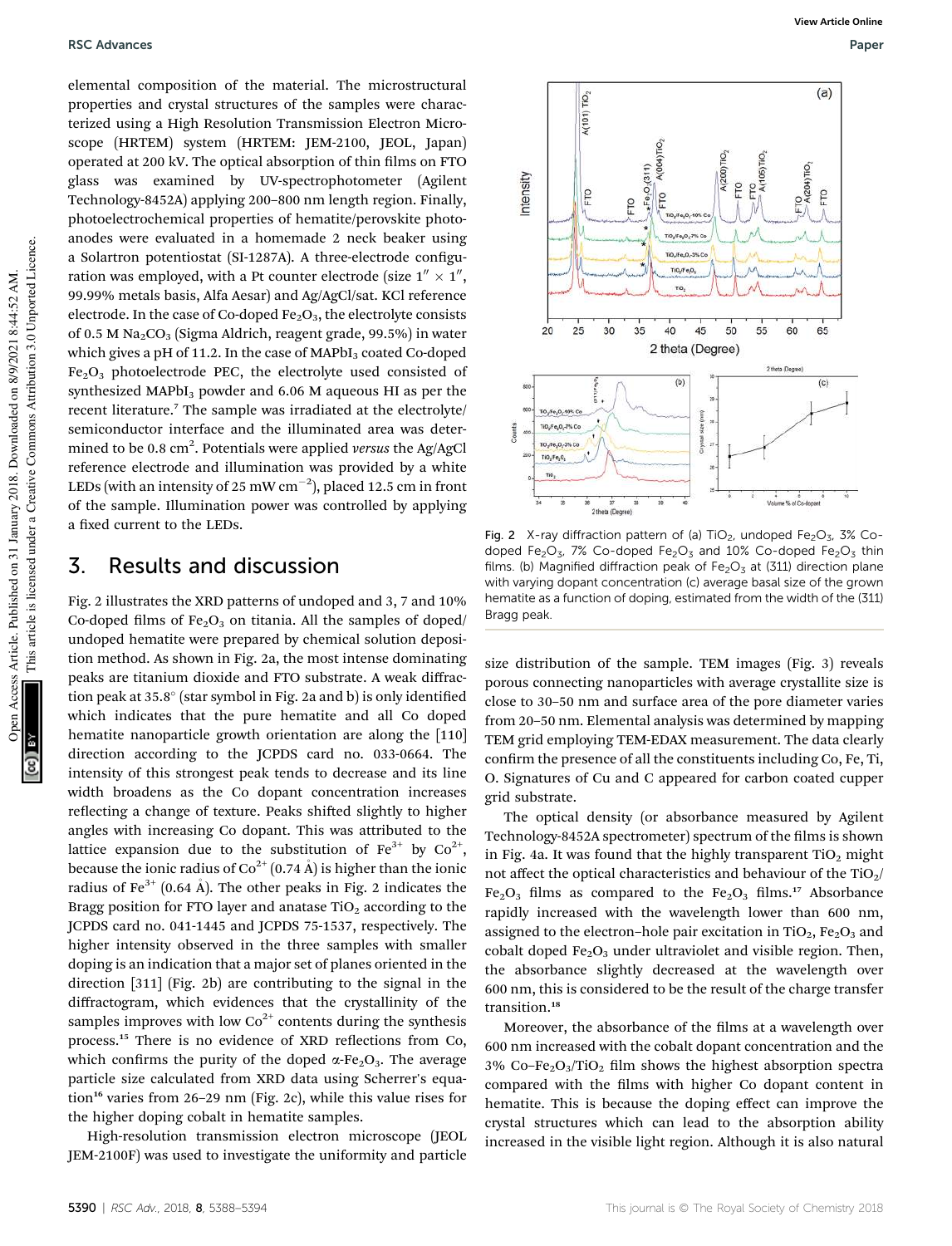elemental composition of the material. The microstructural properties and crystal structures of the samples were characterized using a High Resolution Transmission Electron Microscope (HRTEM) system (HRTEM: JEM-2100, JEOL, Japan) operated at 200 kV. The optical absorption of thin films on FTO glass was examined by UV-spectrophotometer (Agilent Technology-8452A) applying 200–800 nm length region. Finally, photoelectrochemical properties of hematite/perovskite photoanodes were evaluated in a homemade 2 neck beaker using a Solartron potentiostat (SI-1287A). A three-electrode configuration was employed, with a Pt counter electrode (size 1″ × 1″, 99.99% metals basis, Alfa Aesar) and Ag/AgCl/sat. KCl reference electrode. In the case of Co-doped $Fe_2O_3$, the electrolyte consists of 0.5 M $Na_2CO_3$ (Sigma Aldrich, reagent grade, 99.5%) in water which gives a pH of 11.2. In the case of $MAPbI_3$ coated Co-doped $Fe_2O_3$ photoelectrode PEC, the electrolyte used consisted of synthesized $MAPbI_3$ powder and 6.06 M aqueous HI as per the recent literature.[7] The sample was irradiated at the electrolyte/semiconductor interface and the illuminated area was determined to be 0.8 $cm^2$. Potentials were applied *versus* the Ag/AgCl reference electrode and illumination was provided by a white LEDs (with an intensity of 25 mW $cm^{-2}$), placed 12.5 cm in front of the sample. Illumination power was controlled by applying a fixed current to the LEDs.

## 3. Results and discussion

Fig. 2 illustrates the XRD patterns of undoped and 3, 7 and 10% Co-doped films of $Fe_2O_3$ on titania. All the samples of doped/undoped hematite were prepared by chemical solution deposition method. As shown in Fig. 2a, the most intense dominating peaks are titanium dioxide and FTO substrate. A weak diffraction peak at 35.8° (star symbol in Fig. 2a and b) is only identified which indicates that the pure hematite and all Co doped hematite nanoparticle growth orientation are along the [110] direction according to the JCPDS card no. 033-0664. The intensity of this strongest peak tends to decrease and its line width broadens as the Co dopant concentration increases reflecting a change of texture. Peaks shifted slightly to higher angles with increasing Co dopant. This was attributed to the lattice expansion due to the substitution of $Fe^{3+}$ by $Co^{2+}$, because the ionic radius of $Co^{2+}$ (0.74 Å) is higher than the ionic radius of $Fe^{3+}$ (0.64 Å). The other peaks in Fig. 2 indicates the Bragg position for FTO layer and anatase $TiO_2$ according to the JCPDS card no. 041-1445 and JCPDS 75-1537, respectively. The higher intensity observed in the three samples with smaller doping is an indication that a major set of planes oriented in the direction [311] (Fig. 2b) are contributing to the signal in the diffractogram, which evidences that the crystallinity of the samples improves with low $Co^{2+}$ contents during the synthesis process.[15] There is no evidence of XRD reflections from Co, which confirms the purity of the doped α-$Fe_2O_3$. The average particle size calculated from XRD data using Scherrer's equation[16] varies from 26–29 nm (Fig. 2c), while this value rises for the higher doping cobalt in hematite samples.

High-resolution transmission electron microscope (JEOL JEM-2100F) was used to investigate the uniformity and particle size distribution of the sample. TEM images (Fig. 3) reveals porous connecting nanoparticles with average crystallite size is close to 30–50 nm and surface area of the pore diameter varies from 20–50 nm. Elemental analysis was determined by mapping TEM grid employing TEM-EDAX measurement. The data clearly confirm the presence of all the constituents including Co, Fe, Ti, O. Signatures of Cu and C appeared for carbon coated cupper grid substrate.

Fig. 2 X-ray diffraction pattern of (a) $TiO_2$, undoped $Fe_2O_3$, 3% Co-doped $Fe_2O_3$, 7% Co-doped $Fe_2O_3$ and 10% Co-doped $Fe_2O_3$ thin films. (b) Magnified diffraction peak of $Fe_2O_3$ at (311) direction plane with varying dopant concentration (c) average basal size of the grown hematite as a function of doping, estimated from the width of the (311) Bragg peak.

The optical density (or absorbance measured by Agilent Technology-8452A spectrometer) spectrum of the films is shown in Fig. 4a. It was found that the highly transparent $TiO_2$ might not affect the optical characteristics and behaviour of the $TiO_2$/$Fe_2O_3$ films as compared to the $Fe_2O_3$ films.[17] Absorbance rapidly increased with the wavelength lower than 600 nm, assigned to the electron–hole pair excitation in $TiO_2$, $Fe_2O_3$ and cobalt doped $Fe_2O_3$ under ultraviolet and visible region. Then, the absorbance slightly decreased at the wavelength over 600 nm, this is considered to be the result of the charge transfer transition.[18]

Moreover, the absorbance of the films at a wavelength over 600 nm increased with the cobalt dopant concentration and the 3% Co–$Fe_2O_3$/$TiO_2$ film shows the highest absorption spectra compared with the films with higher Co dopant content in hematite. This is because the doping effect can improve the crystal structures which can lead to the absorption ability increased in the visible light region. Although it is also natural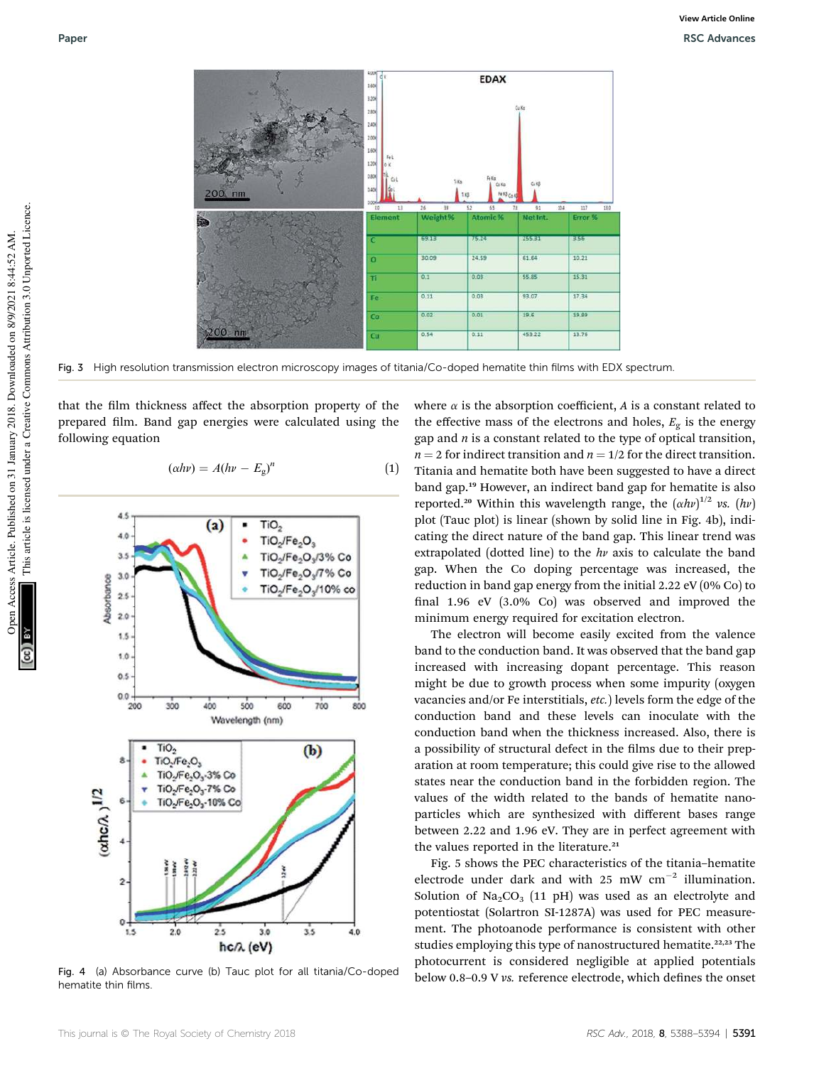| Element | Weight% | Atomic% | Net Int. | Error % |
|---|---|---|---|---|
| C | 69.13 | 75.24 | 255.31 | 3.56 |
| O | 30.09 | 24.59 | 61.64 | 10.21 |
| Ti | 0.1 | 0.03 | 55.85 | 15.31 |
| Fe | 0.11 | 0.03 | 93.07 | 17.34 |
| Co | 0.02 | 0.01 | 19.6 | 19.89 |
| Cu | 0.54 | 0.11 | 453.22 | 13.76 |

Fig. 3 High resolution transmission electron microscopy images of titania/Co-doped hematite thin films with EDX spectrum.

that the film thickness affect the absorption property of the prepared film. Band gap energies were calculated using the following equation

$$(\alpha h\nu) = A(h\nu - E_g)^n \quad (1)$$

Fig. 4 (a) Absorbance curve (b) Tauc plot for all titania/Co-doped hematite thin films.

where $\alpha$ is the absorption coefficient, $A$ is a constant related to the effective mass of the electrons and holes, $E_g$ is the energy gap and $n$ is a constant related to the type of optical transition, $n = 2$ for indirect transition and $n = 1/2$ for the direct transition. Titania and hematite both have been suggested to have a direct band gap.[19] However, an indirect band gap for hematite is also reported.[20] Within this wavelength range, the $(\alpha h\nu)^{1/2}$ *vs.* $(h\nu)$ plot (Tauc plot) is linear (shown by solid line in Fig. 4b), indicating the direct nature of the band gap. This linear trend was extrapolated (dotted line) to the $h\nu$ axis to calculate the band gap. When the Co doping percentage was increased, the reduction in band gap energy from the initial 2.22 eV (0% Co) to final 1.96 eV (3.0% Co) was observed and improved the minimum energy required for excitation electron.

The electron will become easily excited from the valence band to the conduction band. It was observed that the band gap increased with increasing dopant percentage. This reason might be due to growth process when some impurity (oxygen vacancies and/or Fe interstitials, *etc.*) levels form the edge of the conduction band and these levels can inoculate with the conduction band when the thickness increased. Also, there is a possibility of structural defect in the films due to their preparation at room temperature; this could give rise to the allowed states near the conduction band in the forbidden region. The values of the width related to the bands of hematite nanoparticles which are synthesized with different bases range between 2.22 and 1.96 eV. They are in perfect agreement with the values reported in the literature.[21]

Fig. 5 shows the PEC characteristics of the titania–hematite electrode under dark and with 25 mW cm$^{-2}$ illumination. Solution of $Na_2CO_3$ (11 pH) was used as an electrolyte and potentiostat (Solartron SI-1287A) was used for PEC measurement. The photoanode performance is consistent with other studies employing this type of nanostructured hematite.[22,23] The photocurrent is considered negligible at applied potentials below 0.8–0.9 V *vs.* reference electrode, which defines the onset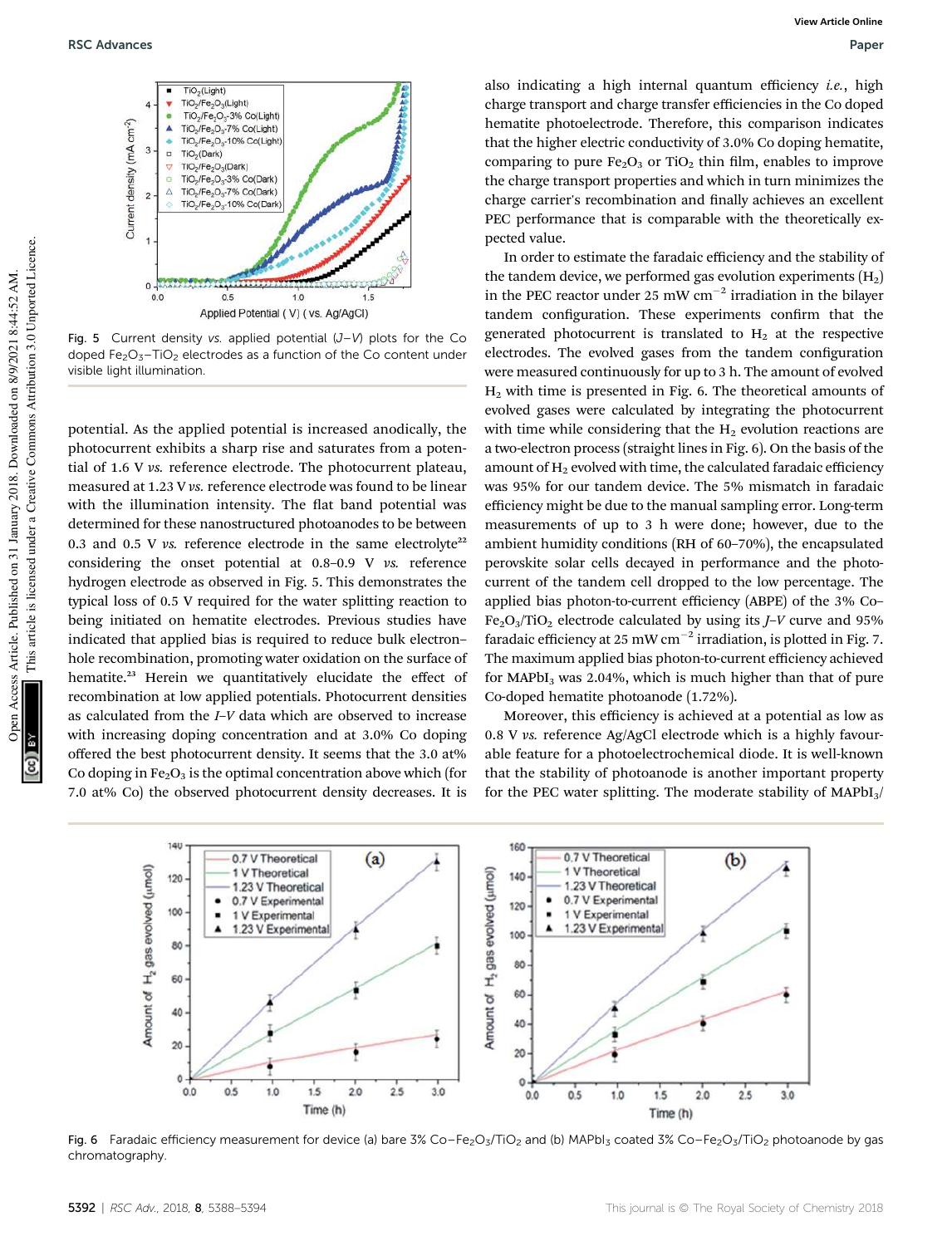Fig. 5 Current density vs. applied potential (J–V) plots for the Co doped $Fe_2O_3$–$TiO_2$ electrodes as a function of the Co content under visible light illumination.

potential. As the applied potential is increased anodically, the photocurrent exhibits a sharp rise and saturates from a potential of 1.6 V vs. reference electrode. The photocurrent plateau, measured at 1.23 V vs. reference electrode was found to be linear with the illumination intensity. The flat band potential was determined for these nanostructured photoanodes to be between 0.3 and 0.5 V vs. reference electrode in the same electrolyte[22] considering the onset potential at 0.8–0.9 V vs. reference hydrogen electrode as observed in Fig. 5. This demonstrates the typical loss of 0.5 V required for the water splitting reaction to being initiated on hematite electrodes. Previous studies have indicated that applied bias is required to reduce bulk electron–hole recombination, promoting water oxidation on the surface of hematite.[23] Herein we quantitatively elucidate the effect of recombination at low applied potentials. Photocurrent densities as calculated from the I–V data which are observed to increase with increasing doping concentration and at 3.0% Co doping offered the best photocurrent density. It seems that the 3.0 at% Co doping in $Fe_2O_3$ is the optimal concentration above which (for 7.0 at% Co) the observed photocurrent density decreases. It is also indicating a high internal quantum efficiency *i.e.*, high charge transport and charge transfer efficiencies in the Co doped hematite photoelectrode. Therefore, this comparison indicates that the higher electric conductivity of 3.0% Co doping hematite, comparing to pure $Fe_2O_3$ or $TiO_2$ thin film, enables to improve the charge transport properties and which in turn minimizes the charge carrier's recombination and finally achieves an excellent PEC performance that is comparable with the theoretically expected value.

In order to estimate the faradaic efficiency and the stability of the tandem device, we performed gas evolution experiments ($H_2$) in the PEC reactor under 25 mW $cm^{-2}$ irradiation in the bilayer tandem configuration. These experiments confirm that the generated photocurrent is translated to $H_2$ at the respective electrodes. The evolved gases from the tandem configuration were measured continuously for up to 3 h. The amount of evolved $H_2$ with time is presented in Fig. 6. The theoretical amounts of evolved gases were calculated by integrating the photocurrent with time while considering that the $H_2$ evolution reactions are a two-electron process (straight lines in Fig. 6). On the basis of the amount of $H_2$ evolved with time, the calculated faradaic efficiency was 95% for our tandem device. The 5% mismatch in faradaic efficiency might be due to the manual sampling error. Long-term measurements of up to 3 h were done; however, due to the ambient humidity conditions (RH of 60–70%), the encapsulated perovskite solar cells decayed in performance and the photocurrent of the tandem cell dropped to the low percentage. The applied bias photon-to-current efficiency (ABPE) of the 3% Co–$Fe_2O_3$/$TiO_2$ electrode calculated by using its J–V curve and 95% faradaic efficiency at 25 mW $cm^{-2}$ irradiation, is plotted in Fig. 7. The maximum applied bias photon-to-current efficiency achieved for $MAPbI_3$ was 2.04%, which is much higher than that of pure Co-doped hematite photoanode (1.72%).

Moreover, this efficiency is achieved at a potential as low as 0.8 V vs. reference Ag/AgCl electrode which is a highly favourable feature for a photoelectrochemical diode. It is well-known that the stability of photoanode is another important property for the PEC water splitting. The moderate stability of $MAPbI_3$/

Fig. 6 Faradaic efficiency measurement for device (a) bare 3% Co–$Fe_2O_3$/$TiO_2$ and (b) $MAPbI_3$ coated 3% Co–$Fe_2O_3$/$TiO_2$ photoanode by gas chromatography.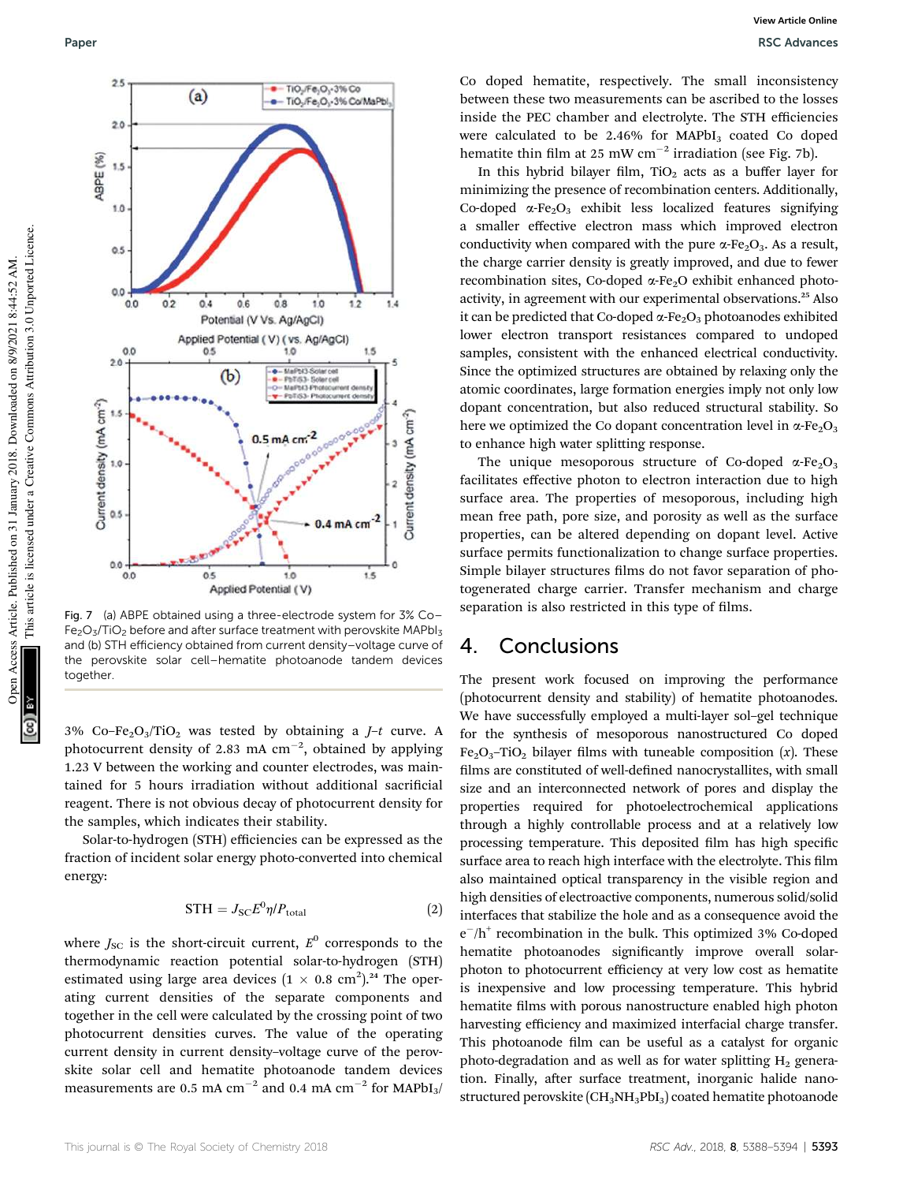Fig. 7 (a) ABPE obtained using a three-electrode system for 3% Co–$Fe_2O_3/TiO_2$ before and after surface treatment with perovskite $MAPbI_3$ and (b) STH efficiency obtained from current density–voltage curve of the perovskite solar cell–hematite photoanode tandem devices together.

3% Co–$Fe_2O_3/TiO_2$ was tested by obtaining a $J$–$t$ curve. A photocurrent density of 2.83 mA $cm^{-2}$, obtained by applying 1.23 V between the working and counter electrodes, was maintained for 5 hours irradiation without additional sacrificial reagent. There is not obvious decay of photocurrent density for the samples, which indicates their stability.

Solar-to-hydrogen (STH) efficiencies can be expressed as the fraction of incident solar energy photo-converted into chemical energy:

$$\mathrm{STH} = J_{\mathrm{SC}}E^{0}\eta/P_{\mathrm{total}} \tag{2}$$

where $J_{SC}$ is the short-circuit current, $E^0$ corresponds to the thermodynamic reaction potential solar-to-hydrogen (STH) estimated using large area devices ($1 \times 0.8$ $cm^2$).[24] The operating current densities of the separate components and together in the cell were calculated by the crossing point of two photocurrent densities curves. The value of the operating current density in current density–voltage curve of the perovskite solar cell and hematite photoanode tandem devices measurements are 0.5 mA $cm^{-2}$ and 0.4 mA $cm^{-2}$ for $MAPbI_3$/Co doped hematite, respectively. The small inconsistency between these two measurements can be ascribed to the losses inside the PEC chamber and electrolyte. The STH efficiencies were calculated to be 2.46% for $MAPbI_3$ coated Co doped hematite thin film at 25 mW $cm^{-2}$ irradiation (see Fig. 7b).

In this hybrid bilayer film, $TiO_2$ acts as a buffer layer for minimizing the presence of recombination centers. Additionally, Co-doped α-$Fe_2O_3$ exhibit less localized features signifying a smaller effective electron mass which improved electron conductivity when compared with the pure α-$Fe_2O_3$. As a result, the charge carrier density is greatly improved, and due to fewer recombination sites, Co-doped α-$Fe_2O$ exhibit enhanced photoactivity, in agreement with our experimental observations.[25] Also it can be predicted that Co-doped α-$Fe_2O_3$ photoanodes exhibited lower electron transport resistances compared to undoped samples, consistent with the enhanced electrical conductivity. Since the optimized structures are obtained by relaxing only the atomic coordinates, large formation energies imply not only low dopant concentration, but also reduced structural stability. So here we optimized the Co dopant concentration level in α-$Fe_2O_3$ to enhance high water splitting response.

The unique mesoporous structure of Co-doped α-$Fe_2O_3$ facilitates effective photon to electron interaction due to high surface area. The properties of mesoporous, including high mean free path, pore size, and porosity as well as the surface properties, can be altered depending on dopant level. Active surface permits functionalization to change surface properties. Simple bilayer structures films do not favor separation of photogenerated charge carrier. Transfer mechanism and charge separation is also restricted in this type of films.

## 4. Conclusions

The present work focused on improving the performance (photocurrent density and stability) of hematite photoanodes. We have successfully employed a multi-layer sol–gel technique for the synthesis of mesoporous nanostructured Co doped $Fe_2O_3$–$TiO_2$ bilayer films with tuneable composition ($x$). These films are constituted of well-defined nanocrystallites, with small size and an interconnected network of pores and display the properties required for photoelectrochemical applications through a highly controllable process and at a relatively low processing temperature. This deposited film has high specific surface area to reach high interface with the electrolyte. This film also maintained optical transparency in the visible region and high densities of electroactive components, numerous solid/solid interfaces that stabilize the hole and as a consequence avoid the $e^-/h^+$ recombination in the bulk. This optimized 3% Co-doped hematite photoanodes significantly improve overall solar-photon to photocurrent efficiency at very low cost as hematite is inexpensive and low processing temperature. This hybrid hematite films with porous nanostructure enabled high photon harvesting efficiency and maximized interfacial charge transfer. This photoanode film can be useful as a catalyst for organic photo-degradation and as well as for water splitting $H_2$ generation. Finally, after surface treatment, inorganic halide nanostructured perovskite ($CH_3NH_3PbI_3$) coated hematite photoanode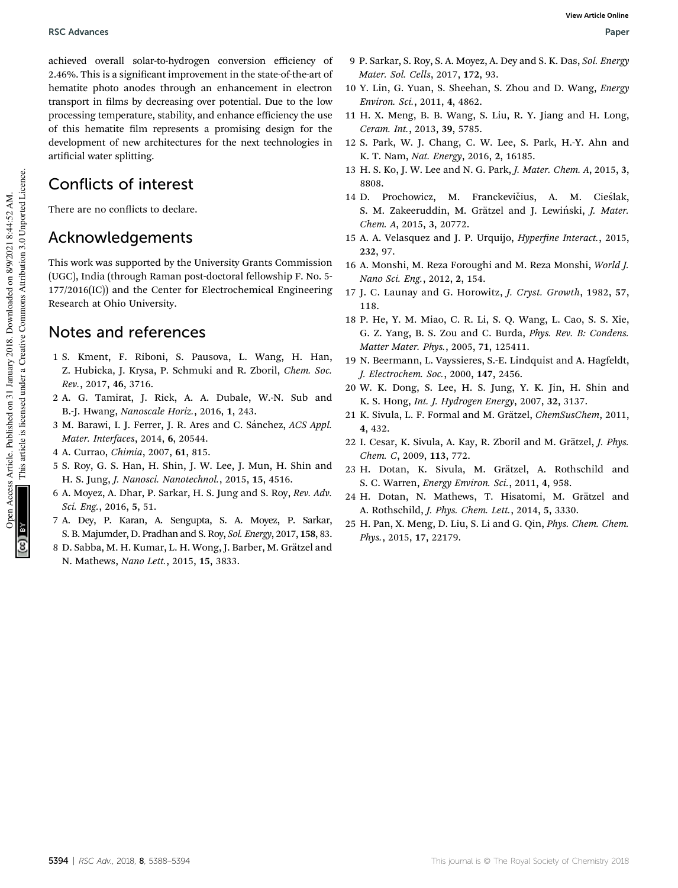achieved overall solar-to-hydrogen conversion efficiency of 2.46%. This is a significant improvement in the state-of-the-art of hematite photo anodes through an enhancement in electron transport in films by decreasing over potential. Due to the low processing temperature, stability, and enhance efficiency the use of this hematite film represents a promising design for the development of new architectures for the next technologies in artificial water splitting.

## Conflicts of interest

There are no conflicts to declare.

## Acknowledgements

This work was supported by the University Grants Commission (UGC), India (through Raman post-doctoral fellowship F. No. 5-177/2016(IC)) and the Center for Electrochemical Engineering Research at Ohio University.

## Notes and references

1. S. Kment, F. Riboni, S. Pausova, L. Wang, H. Han, Z. Hubicka, J. Krysa, P. Schmuki and R. Zboril, *Chem. Soc. Rev.*, 2017, **46**, 3716.
2. A. G. Tamirat, J. Rick, A. A. Dubale, W.-N. Sub and B.-J. Hwang, *Nanoscale Horiz.*, 2016, **1**, 243.
3. M. Barawi, I. J. Ferrer, J. R. Ares and C. Sánchez, *ACS Appl. Mater. Interfaces*, 2014, **6**, 20544.
4. A. Currao, *Chimia*, 2007, **61**, 815.
5. S. Roy, G. S. Han, H. Shin, J. W. Lee, J. Mun, H. Shin and H. S. Jung, *J. Nanosci. Nanotechnol.*, 2015, **15**, 4516.
6. A. Moyez, A. Dhar, P. Sarkar, H. S. Jung and S. Roy, *Rev. Adv. Sci. Eng.*, 2016, **5**, 51.
7. A. Dey, P. Karan, A. Sengupta, S. A. Moyez, P. Sarkar, S. B. Majumder, D. Pradhan and S. Roy, *Sol. Energy*, 2017, **158**, 83.
8. D. Sabba, M. H. Kumar, L. H. Wong, J. Barber, M. Grätzel and N. Mathews, *Nano Lett.*, 2015, **15**, 3833.
9. P. Sarkar, S. Roy, S. A. Moyez, A. Dey and S. K. Das, *Sol. Energy Mater. Sol. Cells*, 2017, **172**, 93.
10. Y. Lin, G. Yuan, S. Sheehan, S. Zhou and D. Wang, *Energy Environ. Sci.*, 2011, **4**, 4862.
11. H. X. Meng, B. B. Wang, S. Liu, R. Y. Jiang and H. Long, *Ceram. Int.*, 2013, **39**, 5785.
12. S. Park, W. J. Chang, C. W. Lee, S. Park, H.-Y. Ahn and K. T. Nam, *Nat. Energy*, 2016, **2**, 16185.
13. H. S. Ko, J. W. Lee and N. G. Park, *J. Mater. Chem. A*, 2015, **3**, 8808.
14. D. Prochowicz, M. Franckevičius, A. M. Cieślak, S. M. Zakeeruddin, M. Grätzel and J. Lewiński, *J. Mater. Chem. A*, 2015, **3**, 20772.
15. A. A. Velasquez and J. P. Urquijo, *Hyperfine Interact.*, 2015, **232**, 97.
16. A. Monshi, M. Reza Foroughi and M. Reza Monshi, *World J. Nano Sci. Eng.*, 2012, **2**, 154.
17. J. C. Launay and G. Horowitz, *J. Cryst. Growth*, 1982, **57**, 118.
18. P. He, Y. M. Miao, C. R. Li, S. Q. Wang, L. Cao, S. S. Xie, G. Z. Yang, B. S. Zou and C. Burda, *Phys. Rev. B: Condens. Matter Mater. Phys.*, 2005, **71**, 125411.
19. N. Beermann, L. Vayssieres, S.-E. Lindquist and A. Hagfeldt, *J. Electrochem. Soc.*, 2000, **147**, 2456.
20. W. K. Dong, S. Lee, H. S. Jung, Y. K. Jin, H. Shin and K. S. Hong, *Int. J. Hydrogen Energy*, 2007, **32**, 3137.
21. K. Sivula, L. F. Formal and M. Grätzel, *ChemSusChem*, 2011, **4**, 432.
22. I. Cesar, K. Sivula, A. Kay, R. Zboril and M. Grätzel, *J. Phys. Chem. C*, 2009, **113**, 772.
23. H. Dotan, K. Sivula, M. Grätzel, A. Rothschild and S. C. Warren, *Energy Environ. Sci.*, 2011, **4**, 958.
24. H. Dotan, N. Mathews, T. Hisatomi, M. Grätzel and A. Rothschild, *J. Phys. Chem. Lett.*, 2014, **5**, 3330.
25. H. Pan, X. Meng, D. Liu, S. Li and G. Qin, *Phys. Chem. Chem. Phys.*, 2015, **17**, 22179.